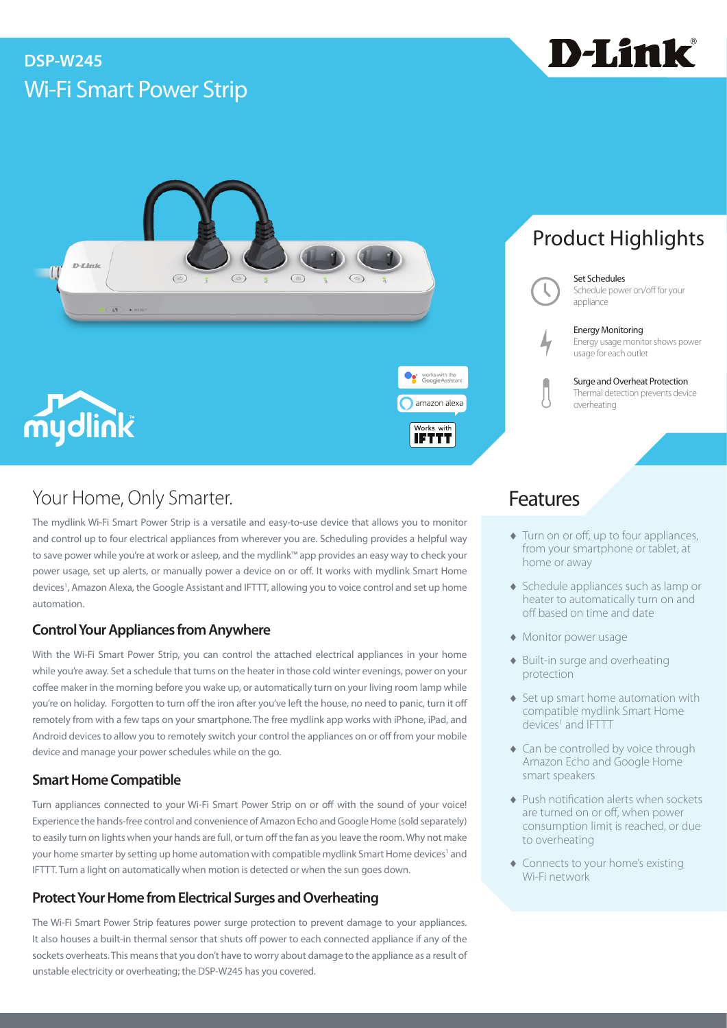# DSP-W245

## Wi-Fi Smart Power Strip

D-Link

mydlink

works with the Google Assistant

amazon alexa

Works with IFTTT

## Product Highlights

**Set Schedules**
Schedule power on/off for your appliance

**Energy Monitoring**
Energy usage monitor shows power usage for each outlet

**Surge and Overheat Protection**
Thermal detection prevents device overheating

## Your Home, Only Smarter.

The mydlink Wi-Fi Smart Power Strip is a versatile and easy-to-use device that allows you to monitor and control up to four electrical appliances from wherever you are. Scheduling provides a helpful way to save power while you're at work or asleep, and the mydlink™ app provides an easy way to check your power usage, set up alerts, or manually power a device on or off. It works with mydlink Smart Home devices[1], Amazon Alexa, the Google Assistant and IFTTT, allowing you to voice control and set up home automation.

### Control Your Appliances from Anywhere

With the Wi-Fi Smart Power Strip, you can control the attached electrical appliances in your home while you're away. Set a schedule that turns on the heater in those cold winter evenings, power on your coffee maker in the morning before you wake up, or automatically turn on your living room lamp while you're on holiday. Forgotten to turn off the iron after you've left the house, no need to panic, turn it off remotely from with a few taps on your smartphone. The free mydlink app works with iPhone, iPad, and Android devices to allow you to remotely switch your control the appliances on or off from your mobile device and manage your power schedules while on the go.

### Smart Home Compatible

Turn appliances connected to your Wi-Fi Smart Power Strip on or off with the sound of your voice! Experience the hands-free control and convenience of Amazon Echo and Google Home (sold separately) to easily turn on lights when your hands are full, or turn off the fan as you leave the room. Why not make your home smarter by setting up home automation with compatible mydlink Smart Home devices[1] and IFTTT. Turn a light on automatically when motion is detected or when the sun goes down.

### Protect Your Home from Electrical Surges and Overheating

The Wi-Fi Smart Power Strip features power surge protection to prevent damage to your appliances. It also houses a built-in thermal sensor that shuts off power to each connected appliance if any of the sockets overheats. This means that you don't have to worry about damage to the appliance as a result of unstable electricity or overheating; the DSP-W245 has you covered.

## Features

- Turn on or off, up to four appliances, from your smartphone or tablet, at home or away
- Schedule appliances such as lamp or heater to automatically turn on and off based on time and date
- Monitor power usage
- Built-in surge and overheating protection
- Set up smart home automation with compatible mydlink Smart Home devices[1] and IFTTT
- Can be controlled by voice through Amazon Echo and Google Home smart speakers
- Push notification alerts when sockets are turned on or off, when power consumption limit is reached, or due to overheating
- Connects to your home's existing Wi-Fi network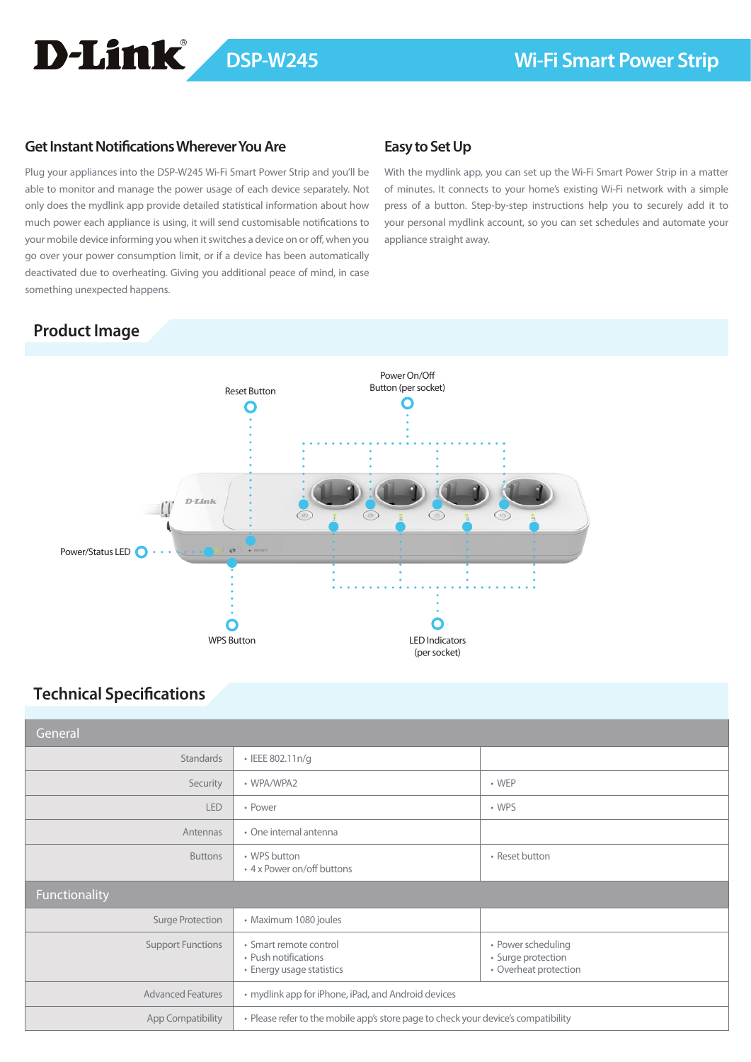## Get Instant Notifications Wherever You Are

Plug your appliances into the DSP-W245 Wi-Fi Smart Power Strip and you'll be able to monitor and manage the power usage of each device separately. Not only does the mydlink app provide detailed statistical information about how much power each appliance is using, it will send customisable notifications to your mobile device informing you when it switches a device on or off, when you go over your power consumption limit, or if a device has been automatically deactivated due to overheating. Giving you additional peace of mind, in case something unexpected happens.

## Easy to Set Up

With the mydlink app, you can set up the Wi-Fi Smart Power Strip in a matter of minutes. It connects to your home's existing Wi-Fi network with a simple press of a button. Step-by-step instructions help you to securely add it to your personal mydlink account, so you can set schedules and automate your appliance straight away.

## Product Image

Reset Button

Power On/Off Button (per socket)

Power/Status LED

WPS Button

LED Indicators (per socket)

## Technical Specifications

| General | | |
|---|---|---|
| Standards | • IEEE 802.11n/g | |
| Security | • WPA/WPA2 | • WEP |
| LED | • Power | • WPS |
| Antennas | • One internal antenna | |
| Buttons | • WPS button<br>• 4 x Power on/off buttons | • Reset button |
| **Functionality** | | |
| Surge Protection | • Maximum 1080 joules | |
| Support Functions | • Smart remote control<br>• Push notifications<br>• Energy usage statistics | • Power scheduling<br>• Surge protection<br>• Overheat protection |
| Advanced Features | • mydlink app for iPhone, iPad, and Android devices | |
| App Compatibility | • Please refer to the mobile app's store page to check your device's compatibility | |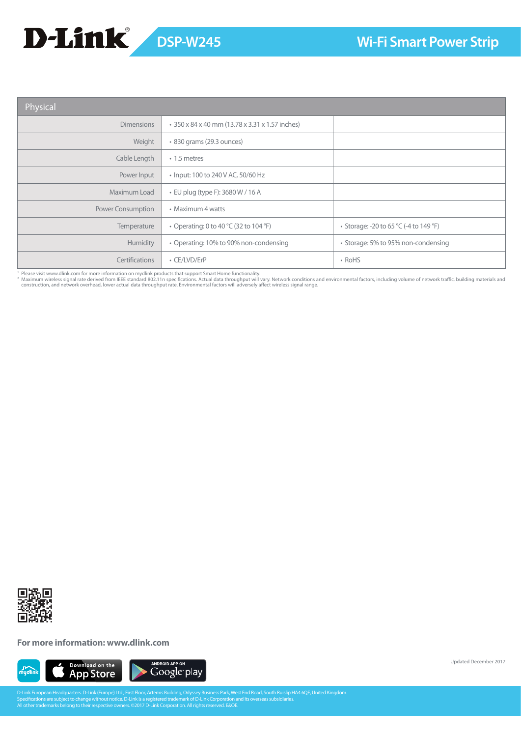| Physical | | |
|---|---|---|
| Dimensions | • 350 x 84 x 40 mm (13.78 x 3.31 x 1.57 inches) | |
| Weight | • 830 grams (29.3 ounces) | |
| Cable Length | • 1.5 metres | |
| Power Input | • Input: 100 to 240 V AC, 50/60 Hz | |
| Maximum Load | • EU plug (type F): 3680 W / 16 A | |
| Power Consumption | • Maximum 4 watts | |
| Temperature | • Operating: 0 to 40 °C (32 to 104 °F) | • Storage: -20 to 65 °C (-4 to 149 °F) |
| Humidity | • Operating: 10% to 90% non-condensing | • Storage: 5% to 95% non-condensing |
| Certifications | • CE/LVD/ErP | • RoHS |

[1] Please visit www.dlink.com for more information on mydlink products that support Smart Home functionality.
[2] Maximum wireless signal rate derived from IEEE standard 802.11n specifications. Actual data throughput will vary. Network conditions and environmental factors, including volume of network traffic, building materials and construction, and network overhead, lower actual data throughput rate. Environmental factors will adversely affect wireless signal range.

**For more information: www.dlink.com**

Updated December 2017

D-Link European Headquarters. D-Link (Europe) Ltd., First Floor, Artemis Building, Odyssey Business Park, West End Road, South Ruislip HA4 6QE, United Kingdom.
Specifications are subject to change without notice. D-Link is a registered trademark of D-Link Corporation and its overseas subsidiaries.
All other trademarks belong to their respective owners. ©2017 D-Link Corporation. All rights reserved. E&OE.